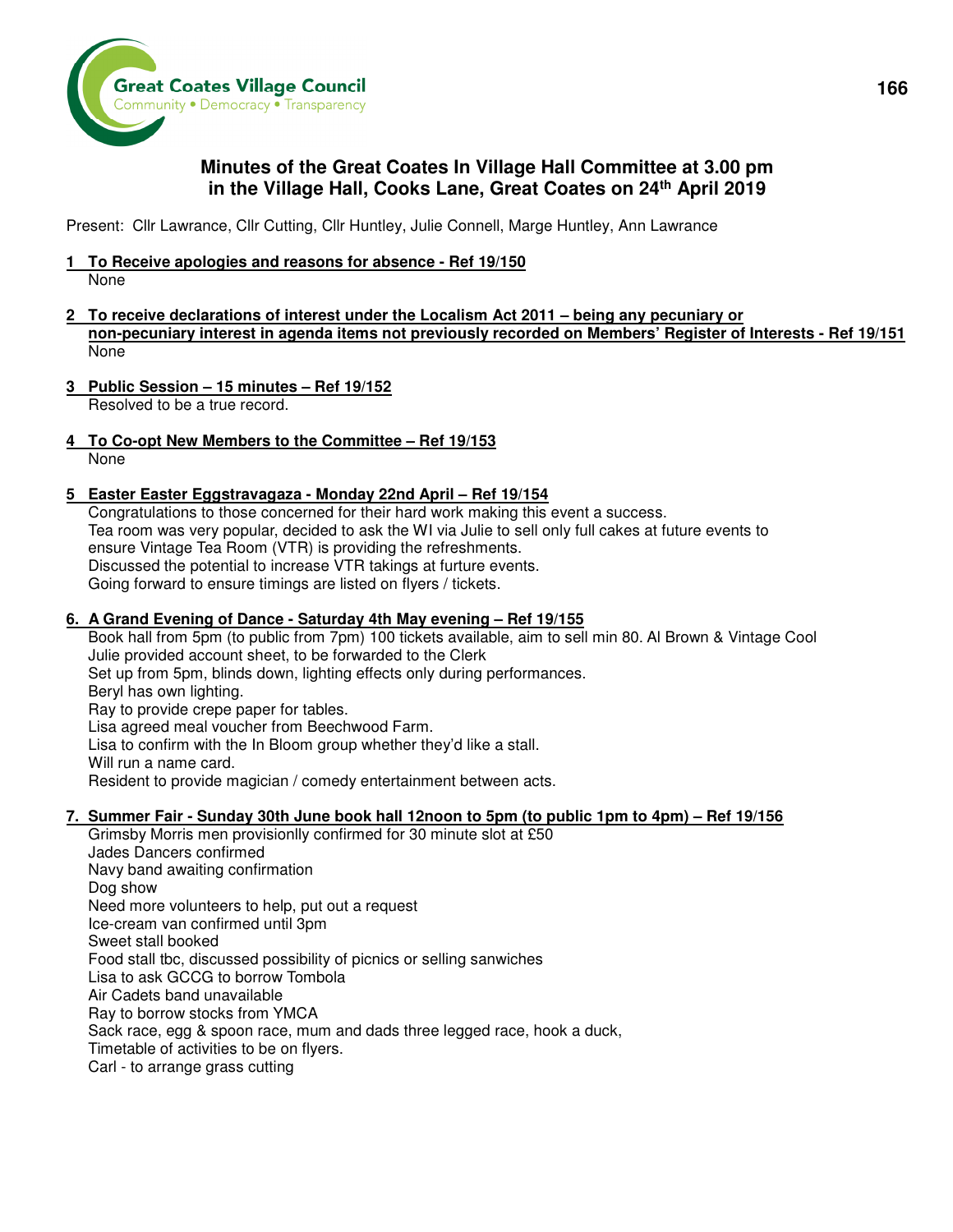# Minutes of the Great Coates In Village Hall Committee at 3.00 pm in the Village Hall, Cooks Lane, Great Coates on 24th April 2019

Present: Cllr Lawrance, Cllr Cutting, Cllr Huntley, Julie Connell, Marge Huntley, Ann Lawrance

**1 To Receive apologies and reasons for absence - Ref 19/150**

None

**2 To receive declarations of interest under the Localism Act 2011 – being any pecuniary or non-pecuniary interest in agenda items not previously recorded on Members' Register of Interests - Ref 19/151**

None

**3 Public Session – 15 minutes – Ref 19/152**

Resolved to be a true record.

**4 To Co-opt New Members to the Committee – Ref 19/153**

None

**5 Easter Easter Eggstravagaza - Monday 22nd April – Ref 19/154**

Congratulations to those concerned for their hard work making this event a success.
Tea room was very popular, decided to ask the WI via Julie to sell only full cakes at future events to ensure Vintage Tea Room (VTR) is providing the refreshments.
Discussed the potential to increase VTR takings at furture events.
Going forward to ensure timings are listed on flyers / tickets.

**6. A Grand Evening of Dance - Saturday 4th May evening – Ref 19/155**

Book hall from 5pm (to public from 7pm) 100 tickets available, aim to sell min 80. Al Brown & Vintage Cool
Julie provided account sheet, to be forwarded to the Clerk
Set up from 5pm, blinds down, lighting effects only during performances.
Beryl has own lighting.
Ray to provide crepe paper for tables.
Lisa agreed meal voucher from Beechwood Farm.
Lisa to confirm with the In Bloom group whether they'd like a stall.
Will run a name card.
Resident to provide magician / comedy entertainment between acts.

**7. Summer Fair - Sunday 30th June book hall 12noon to 5pm (to public 1pm to 4pm) – Ref 19/156**

Grimsby Morris men provisionlly confirmed for 30 minute slot at £50
Jades Dancers confirmed
Navy band awaiting confirmation
Dog show
Need more volunteers to help, put out a request
Ice-cream van confirmed until 3pm
Sweet stall booked
Food stall tbc, discussed possibility of picnics or selling sanwiches
Lisa to ask GCCG to borrow Tombola
Air Cadets band unavailable
Ray to borrow stocks from YMCA
Sack race, egg & spoon race, mum and dads three legged race, hook a duck,
Timetable of activities to be on flyers.
Carl - to arrange grass cutting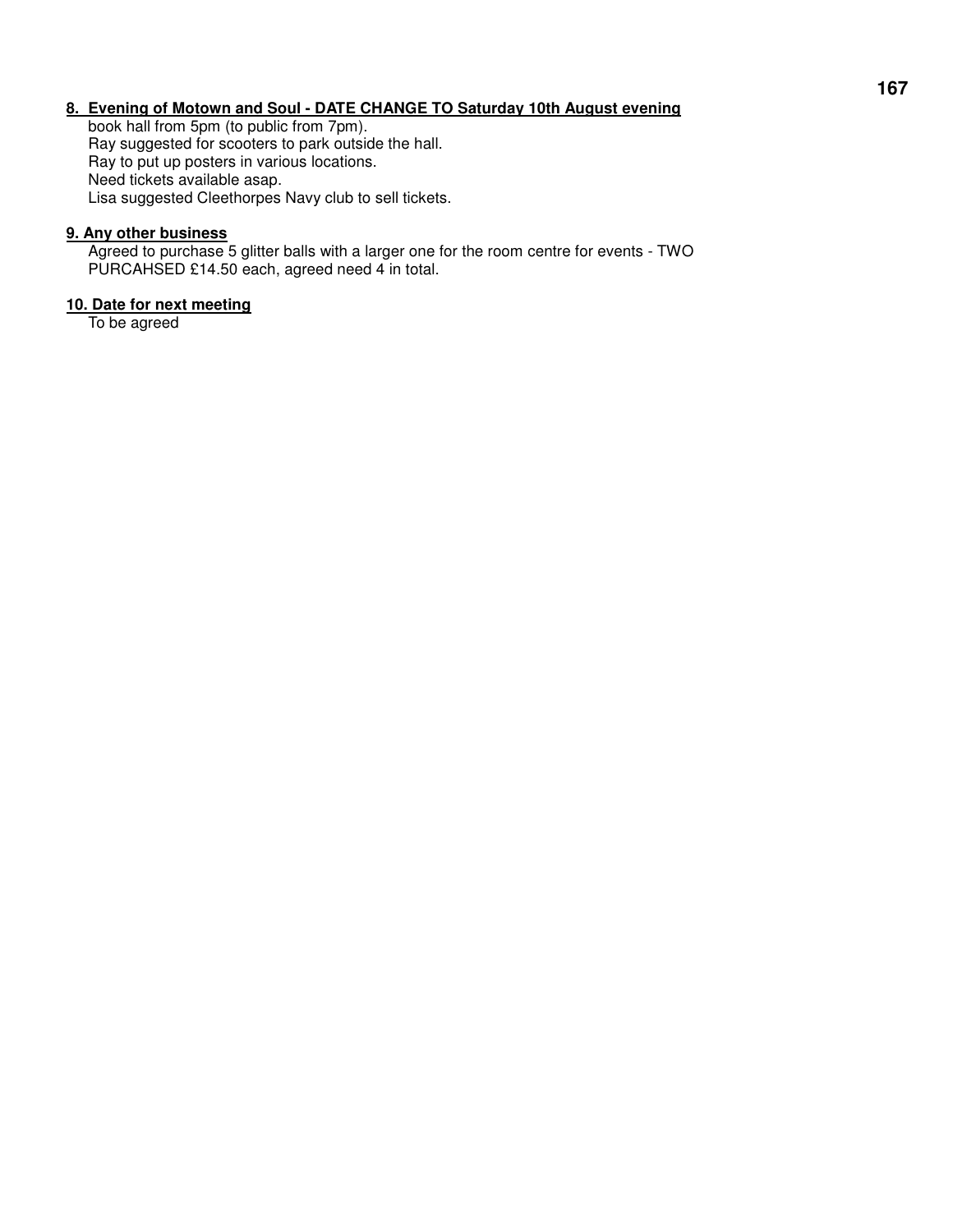**8. Evening of Motown and Soul - DATE CHANGE TO Saturday 10th August evening**

book hall from 5pm (to public from 7pm).
Ray suggested for scooters to park outside the hall.
Ray to put up posters in various locations.
Need tickets available asap.
Lisa suggested Cleethorpes Navy club to sell tickets.

**9. Any other business**

Agreed to purchase 5 glitter balls with a larger one for the room centre for events - TWO PURCAHSED £14.50 each, agreed need 4 in total.

**10. Date for next meeting**

To be agreed